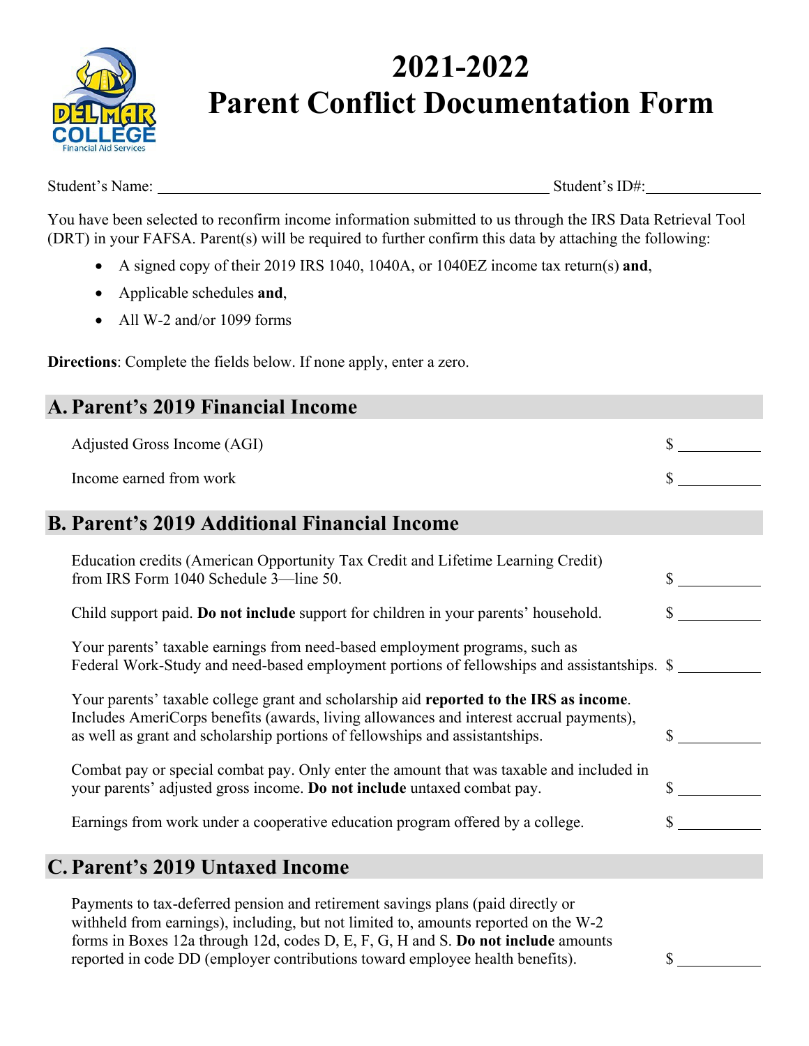# 2021-2022 Parent Conflict Documentation Form

Student's Name: ______________________________ Student's ID#: ______________

You have been selected to reconfirm income information submitted to us through the IRS Data Retrieval Tool (DRT) in your FAFSA. Parent(s) will be required to further confirm this data by attaching the following:

- A signed copy of their 2019 IRS 1040, 1040A, or 1040EZ income tax return(s) **and**,
- Applicable schedules **and**,
- All W-2 and/or 1099 forms

**Directions**: Complete the fields below. If none apply, enter a zero.

## A. Parent's 2019 Financial Income

| | |
|---|---|
| Adjusted Gross Income (AGI) | $ ________ |
| Income earned from work | $ ________ |

## B. Parent's 2019 Additional Financial Income

| | |
|---|---|
| Education credits (American Opportunity Tax Credit and Lifetime Learning Credit) from IRS Form 1040 Schedule 3—line 50. | $ ________ |
| Child support paid. **Do not include** support for children in your parents' household. | $ ________ |
| Your parents' taxable earnings from need-based employment programs, such as Federal Work-Study and need-based employment portions of fellowships and assistantships. | $ ________ |
| Your parents' taxable college grant and scholarship aid **reported to the IRS as income**. Includes AmeriCorps benefits (awards, living allowances and interest accrual payments), as well as grant and scholarship portions of fellowships and assistantships. | $ ________ |
| Combat pay or special combat pay. Only enter the amount that was taxable and included in your parents' adjusted gross income. **Do not include** untaxed combat pay. | $ ________ |
| Earnings from work under a cooperative education program offered by a college. | $ ________ |

## C. Parent's 2019 Untaxed Income

| | |
|---|---|
| Payments to tax-deferred pension and retirement savings plans (paid directly or withheld from earnings), including, but not limited to, amounts reported on the W-2 forms in Boxes 12a through 12d, codes D, E, F, G, H and S. **Do not include** amounts reported in code DD (employer contributions toward employee health benefits). | $ ________ |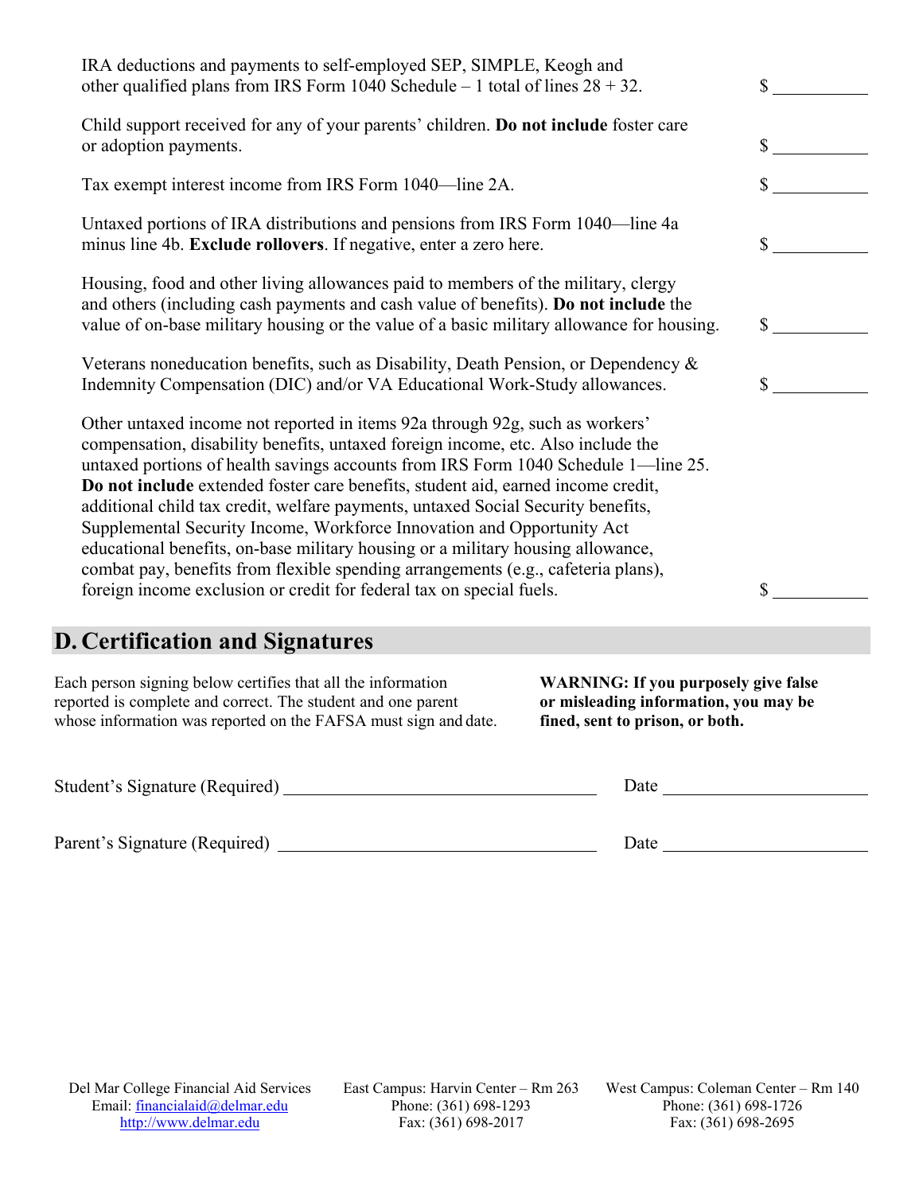IRA deductions and payments to self-employed SEP, SIMPLE, Keogh and other qualified plans from IRS Form 1040 Schedule – 1 total of lines 28 + 32. $ __________

Child support received for any of your parents' children. **Do not include** foster care or adoption payments. $ __________

Tax exempt interest income from IRS Form 1040—line 2A. $ __________

Untaxed portions of IRA distributions and pensions from IRS Form 1040—line 4a minus line 4b. **Exclude rollovers**. If negative, enter a zero here. $ __________

Housing, food and other living allowances paid to members of the military, clergy and others (including cash payments and cash value of benefits). **Do not include** the value of on-base military housing or the value of a basic military allowance for housing. $ __________

Veterans noneducation benefits, such as Disability, Death Pension, or Dependency & Indemnity Compensation (DIC) and/or VA Educational Work-Study allowances. $ __________

Other untaxed income not reported in items 92a through 92g, such as workers' compensation, disability benefits, untaxed foreign income, etc. Also include the untaxed portions of health savings accounts from IRS Form 1040 Schedule 1—line 25. **Do not include** extended foster care benefits, student aid, earned income credit, additional child tax credit, welfare payments, untaxed Social Security benefits, Supplemental Security Income, Workforce Innovation and Opportunity Act educational benefits, on-base military housing or a military housing allowance, combat pay, benefits from flexible spending arrangements (e.g., cafeteria plans), foreign income exclusion or credit for federal tax on special fuels. $ __________

## D. Certification and Signatures

Each person signing below certifies that all the information reported is complete and correct. The student and one parent whose information was reported on the FAFSA must sign and date.

**WARNING: If you purposely give false or misleading information, you may be fined, sent to prison, or both.**

Student's Signature (Required) ______________________________ Date ____________________

Parent's Signature (Required) ______________________________ Date ____________________

Del Mar College Financial Aid Services
Email: financialaid@delmar.edu
http://www.delmar.edu

East Campus: Harvin Center – Rm 263
Phone: (361) 698-1293
Fax: (361) 698-2017

West Campus: Coleman Center – Rm 140
Phone: (361) 698-1726
Fax: (361) 698-2695